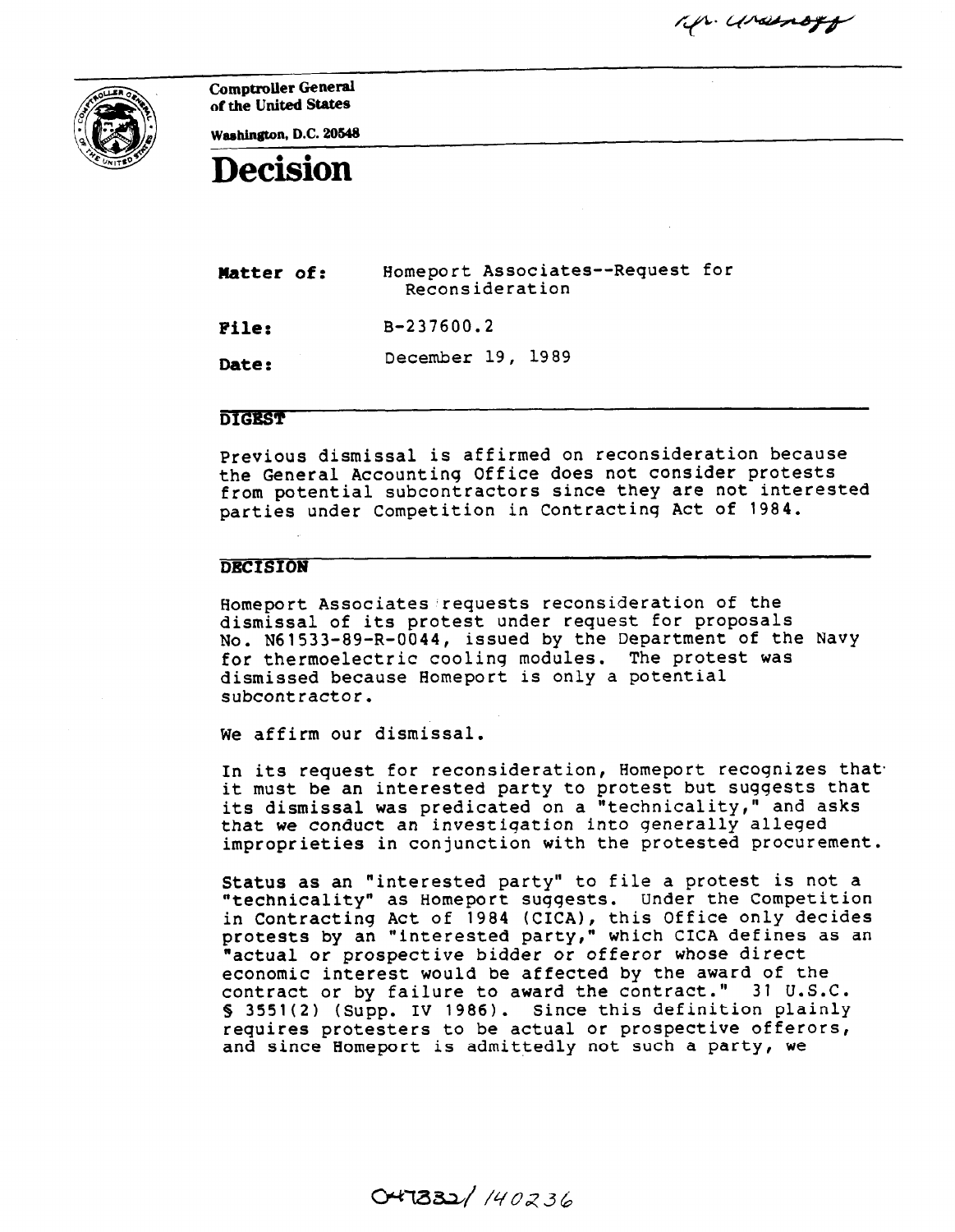Comptroller General
of the United States

Washington, D.C. 20548

# Decision

**Matter of:** Homeport Associates--Request for Reconsideration

**File:** B-237600.2

**Date:** December 19, 1989

## DIGEST

Previous dismissal is affirmed on reconsideration because the General Accounting Office does not consider protests from potential subcontractors since they are not interested parties under Competition in Contracting Act of 1984.

## DECISION

Homeport Associates requests reconsideration of the dismissal of its protest under request for proposals No. N61533-89-R-0044, issued by the Department of the Navy for thermoelectric cooling modules. The protest was dismissed because Homeport is only a potential subcontractor.

We affirm our dismissal.

In its request for reconsideration, Homeport recognizes that it must be an interested party to protest but suggests that its dismissal was predicated on a "technicality," and asks that we conduct an investigation into generally alleged improprieties in conjunction with the protested procurement.

Status as an "interested party" to file a protest is not a "technicality" as Homeport suggests. Under the Competition in Contracting Act of 1984 (CICA), this Office only decides protests by an "interested party," which CICA defines as an "actual or prospective bidder or offeror whose direct economic interest would be affected by the award of the contract or by failure to award the contract." 31 U.S.C. § 3551(2) (Supp. IV 1986). Since this definition plainly requires protesters to be actual or prospective offerors, and since Homeport is admittedly not such a party, we

047832/140236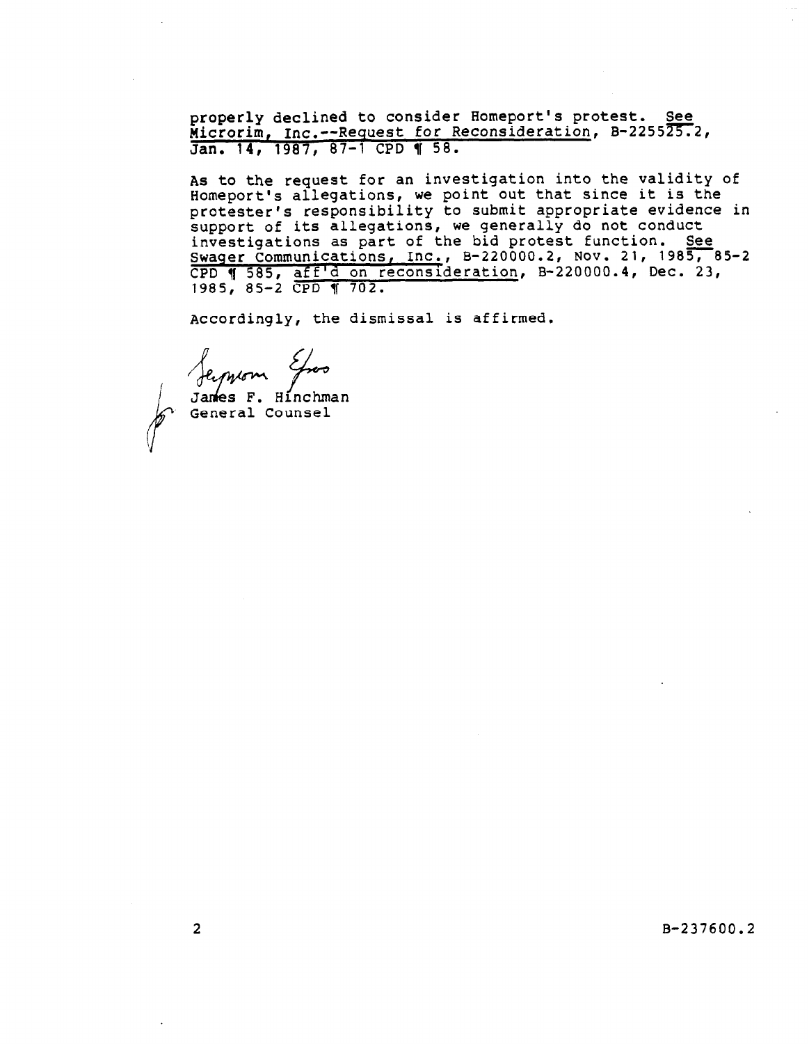properly declined to consider Homeport's protest. *See* *Microrim, Inc.--Request for Reconsideration*, B-225525.2, Jan. 14, 1987, 87-1 CPD ¶ 58.

As to the request for an investigation into the validity of Homeport's allegations, we point out that since it is the protester's responsibility to submit appropriate evidence in support of its allegations, we generally do not conduct investigations as part of the bid protest function. *See* *Swager Communications, Inc.*, B-220000.2, Nov. 21, 1985, 85-2 CPD ¶ 585, *aff'd on reconsideration*, B-220000.4, Dec. 23, 1985, 85-2 CPD ¶ 702.

Accordingly, the dismissal is affirmed.

Seymour Efros

James F. Hinchman
General Counsel

B-237600.2